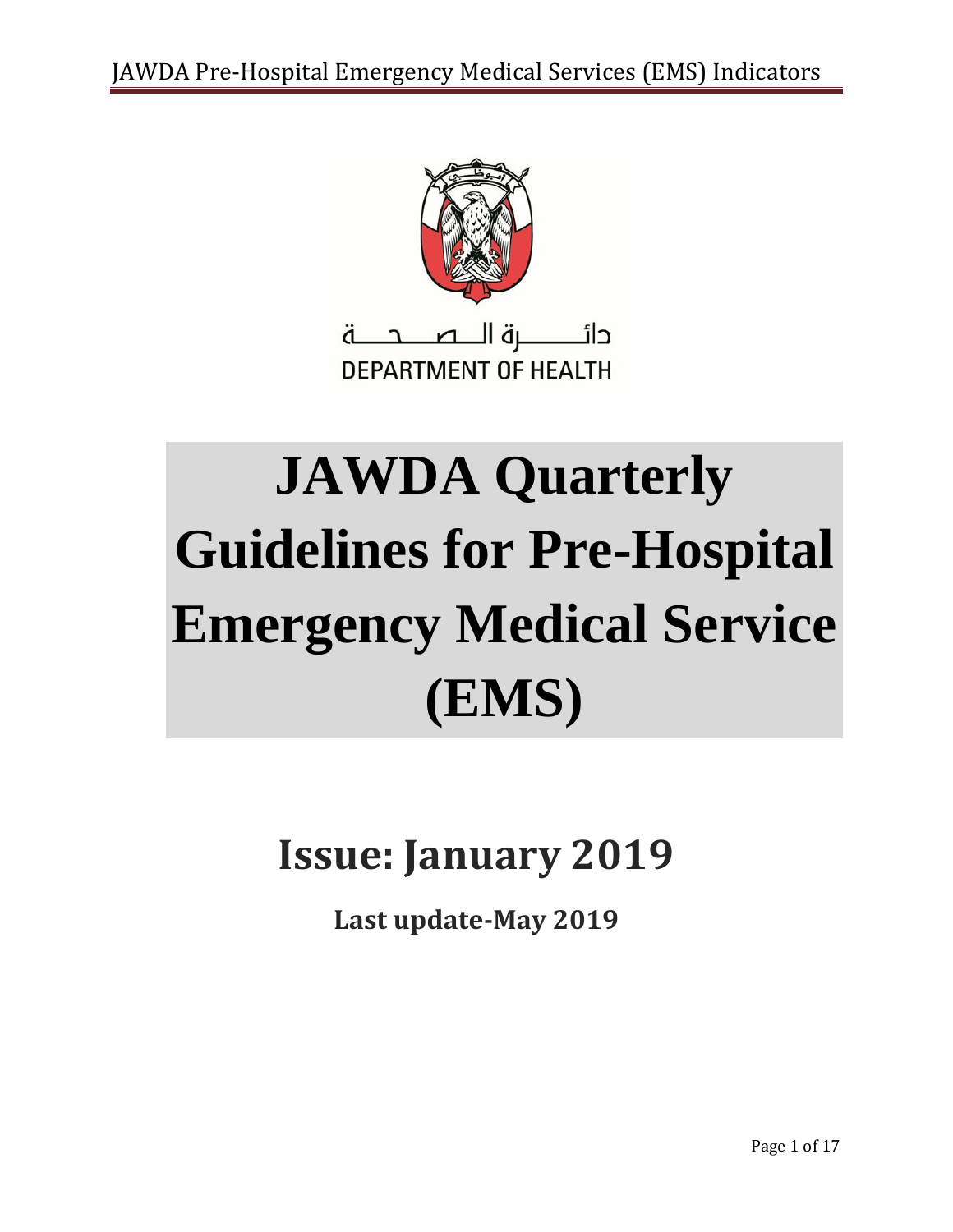دائـــــرة الـــصـــحـــة
DEPARTMENT OF HEALTH

# JAWDA Quarterly Guidelines for Pre-Hospital Emergency Medical Service (EMS)

## Issue: January 2019

**Last update-May 2019**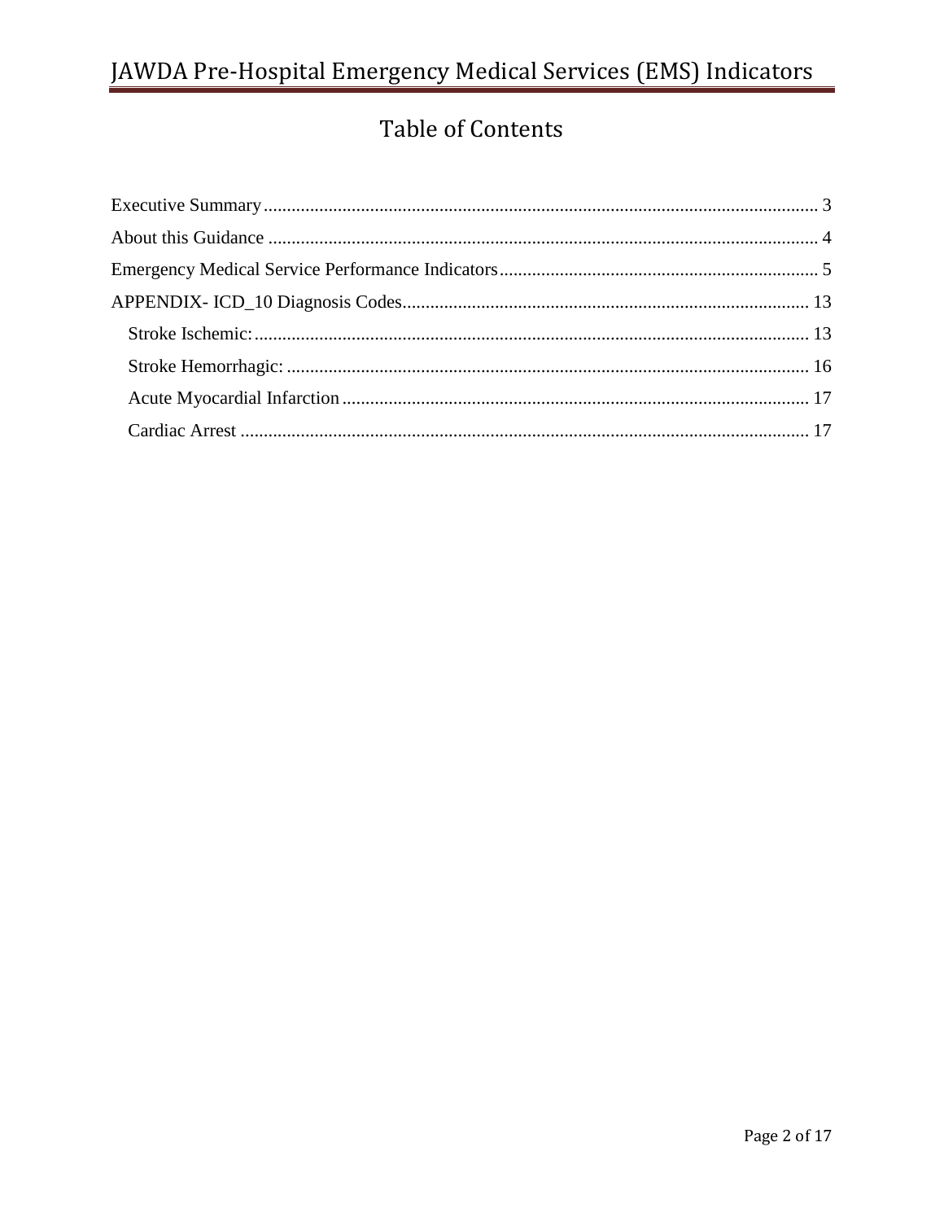# Table of Contents

- Executive Summary ........ 3
- About this Guidance ........ 4
- Emergency Medical Service Performance Indicators ........ 5
- APPENDIX- ICD_10 Diagnosis Codes ........ 13
  - Stroke Ischemic: ........ 13
  - Stroke Hemorrhagic: ........ 16
  - Acute Myocardial Infarction ........ 17
  - Cardiac Arrest ........ 17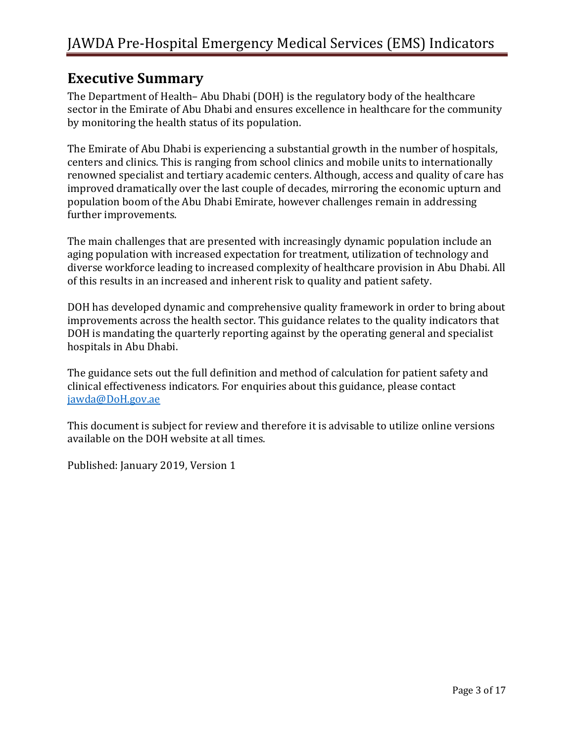## Executive Summary

The Department of Health– Abu Dhabi (DOH) is the regulatory body of the healthcare sector in the Emirate of Abu Dhabi and ensures excellence in healthcare for the community by monitoring the health status of its population.

The Emirate of Abu Dhabi is experiencing a substantial growth in the number of hospitals, centers and clinics. This is ranging from school clinics and mobile units to internationally renowned specialist and tertiary academic centers. Although, access and quality of care has improved dramatically over the last couple of decades, mirroring the economic upturn and population boom of the Abu Dhabi Emirate, however challenges remain in addressing further improvements.

The main challenges that are presented with increasingly dynamic population include an aging population with increased expectation for treatment, utilization of technology and diverse workforce leading to increased complexity of healthcare provision in Abu Dhabi. All of this results in an increased and inherent risk to quality and patient safety.

DOH has developed dynamic and comprehensive quality framework in order to bring about improvements across the health sector. This guidance relates to the quality indicators that DOH is mandating the quarterly reporting against by the operating general and specialist hospitals in Abu Dhabi.

The guidance sets out the full definition and method of calculation for patient safety and clinical effectiveness indicators. For enquiries about this guidance, please contact [jawda@DoH.gov.ae](mailto:jawda@DoH.gov.ae)

This document is subject for review and therefore it is advisable to utilize online versions available on the DOH website at all times.

Published: January 2019, Version 1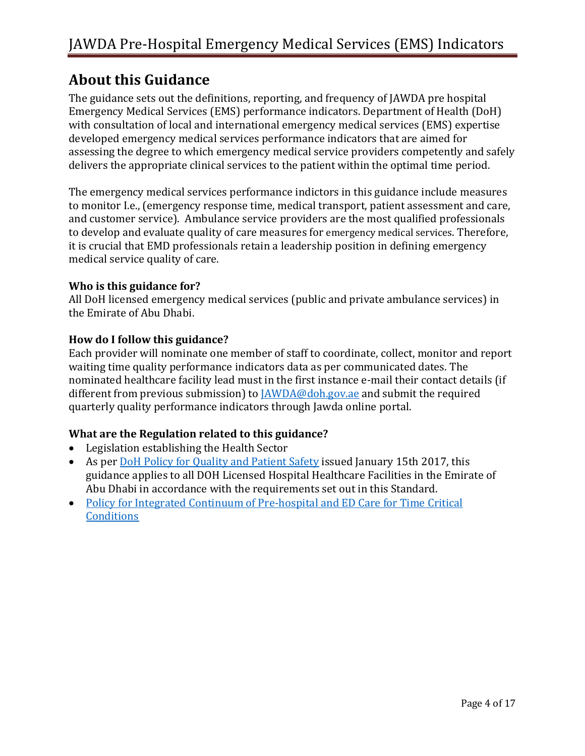## About this Guidance

The guidance sets out the definitions, reporting, and frequency of JAWDA pre hospital Emergency Medical Services (EMS) performance indicators. Department of Health (DoH) with consultation of local and international emergency medical services (EMS) expertise developed emergency medical services performance indicators that are aimed for assessing the degree to which emergency medical service providers competently and safely delivers the appropriate clinical services to the patient within the optimal time period.

The emergency medical services performance indictors in this guidance include measures to monitor I.e., (emergency response time, medical transport, patient assessment and care, and customer service). Ambulance service providers are the most qualified professionals to develop and evaluate quality of care measures for emergency medical services. Therefore, it is crucial that EMD professionals retain a leadership position in defining emergency medical service quality of care.

**Who is this guidance for?**

All DoH licensed emergency medical services (public and private ambulance services) in the Emirate of Abu Dhabi.

**How do I follow this guidance?**

Each provider will nominate one member of staff to coordinate, collect, monitor and report waiting time quality performance indicators data as per communicated dates. The nominated healthcare facility lead must in the first instance e-mail their contact details (if different from previous submission) to JAWDA@doh.gov.ae and submit the required quarterly quality performance indicators through Jawda online portal.

**What are the Regulation related to this guidance?**

- Legislation establishing the Health Sector
- As per DoH Policy for Quality and Patient Safety issued January 15th 2017, this guidance applies to all DOH Licensed Hospital Healthcare Facilities in the Emirate of Abu Dhabi in accordance with the requirements set out in this Standard.
- Policy for Integrated Continuum of Pre-hospital and ED Care for Time Critical Conditions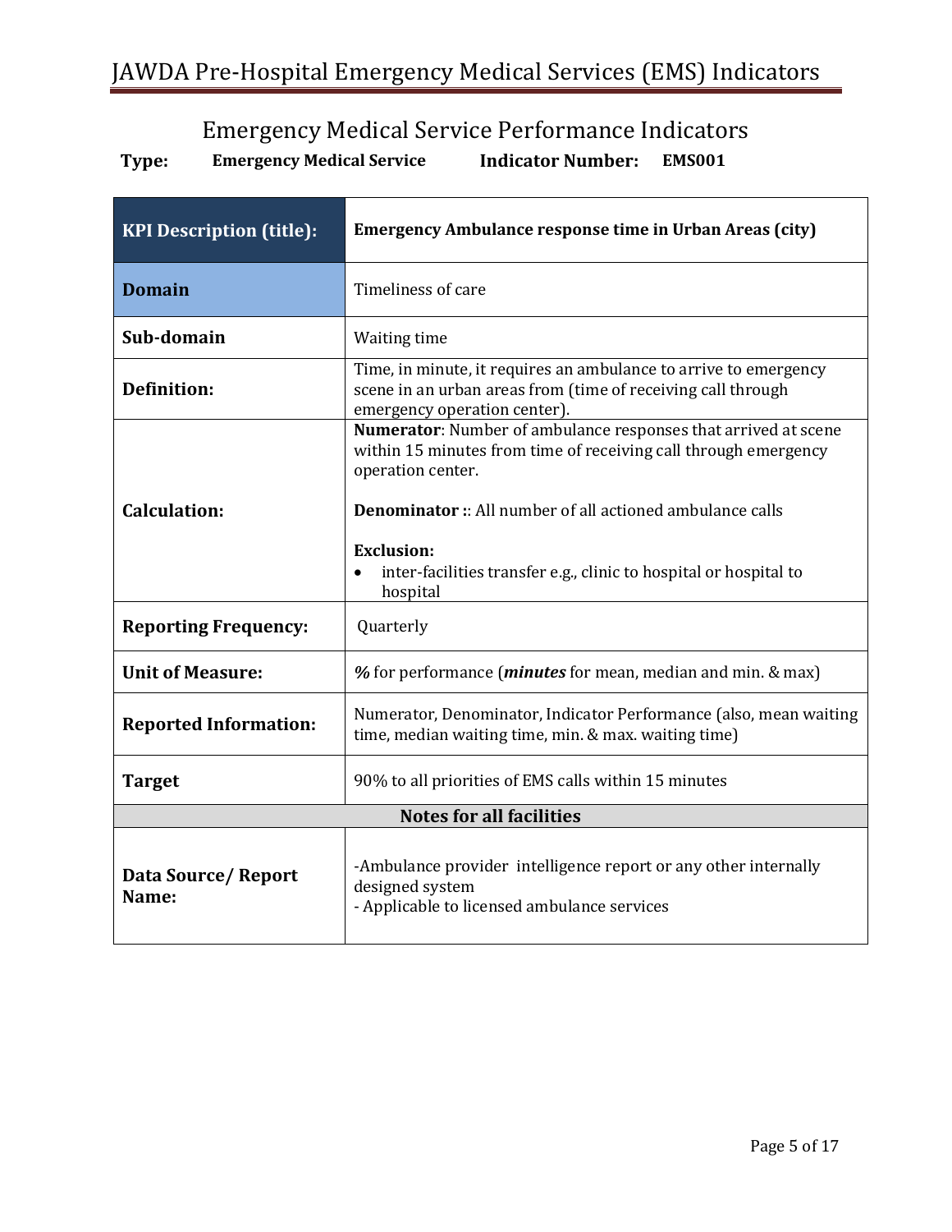## Emergency Medical Service Performance Indicators

**Type:** **Emergency Medical Service** **Indicator Number:** **EMS001**

| **KPI Description (title):** | **Emergency Ambulance response time in Urban Areas (city)** |
| --- | --- |
| **Domain** | Timeliness of care |
| **Sub-domain** | Waiting time |
| **Definition:** | Time, in minute, it requires an ambulance to arrive to emergency scene in an urban areas from (time of receiving call through emergency operation center). |
| **Calculation:** | **Numerator**: Number of ambulance responses that arrived at scene within 15 minutes from time of receiving call through emergency operation center.<br><br>**Denominator ::** All number of all actioned ambulance calls<br><br>**Exclusion:**<br>• inter-facilities transfer e.g., clinic to hospital or hospital to hospital |
| **Reporting Frequency:** | Quarterly |
| **Unit of Measure:** | ***%*** for performance (***minutes*** for mean, median and min. & max) |
| **Reported Information:** | Numerator, Denominator, Indicator Performance (also, mean waiting time, median waiting time, min. & max. waiting time) |
| **Target** | 90% to all priorities of EMS calls within 15 minutes |
| **Notes for all facilities** | |
| **Data Source/ Report Name:** | -Ambulance provider intelligence report or any other internally designed system<br>- Applicable to licensed ambulance services |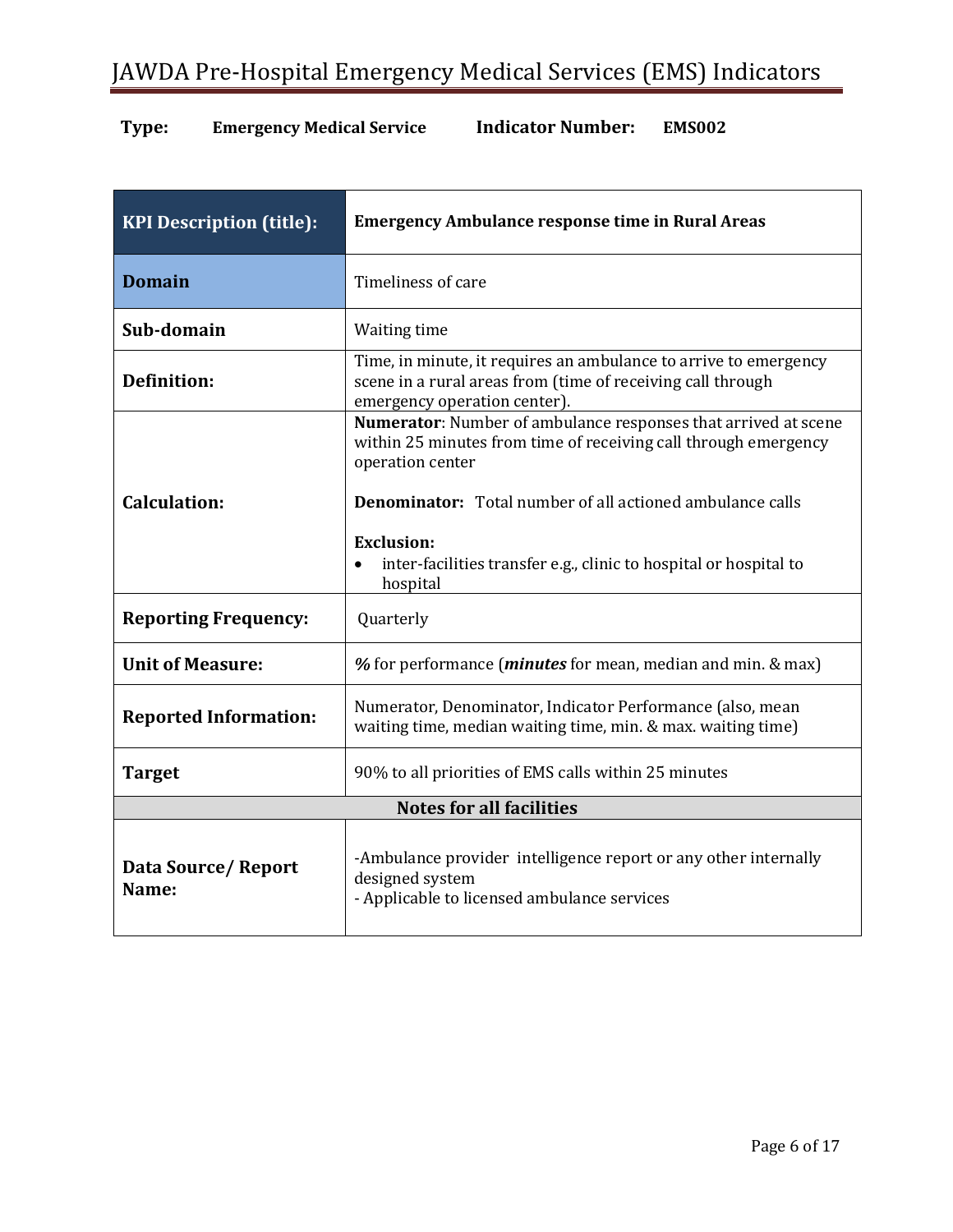**Type:** **Emergency Medical Service** **Indicator Number:** **EMS002**

| **KPI Description (title):** | **Emergency Ambulance response time in Rural Areas** |
|---|---|
| **Domain** | Timeliness of care |
| **Sub-domain** | Waiting time |
| **Definition:** | Time, in minute, it requires an ambulance to arrive to emergency scene in a rural areas from (time of receiving call through emergency operation center). |
| **Calculation:** | **Numerator**: Number of ambulance responses that arrived at scene within 25 minutes from time of receiving call through emergency operation center<br><br>**Denominator:** Total number of all actioned ambulance calls<br><br>**Exclusion:**<br>• inter-facilities transfer e.g., clinic to hospital or hospital to hospital |
| **Reporting Frequency:** | Quarterly |
| **Unit of Measure:** | ***%*** for performance (***minutes*** for mean, median and min. & max) |
| **Reported Information:** | Numerator, Denominator, Indicator Performance (also, mean waiting time, median waiting time, min. & max. waiting time) |
| **Target** | 90% to all priorities of EMS calls within 25 minutes |
| **Notes for all facilities** | |
| **Data Source/ Report Name:** | -Ambulance provider intelligence report or any other internally designed system<br>- Applicable to licensed ambulance services |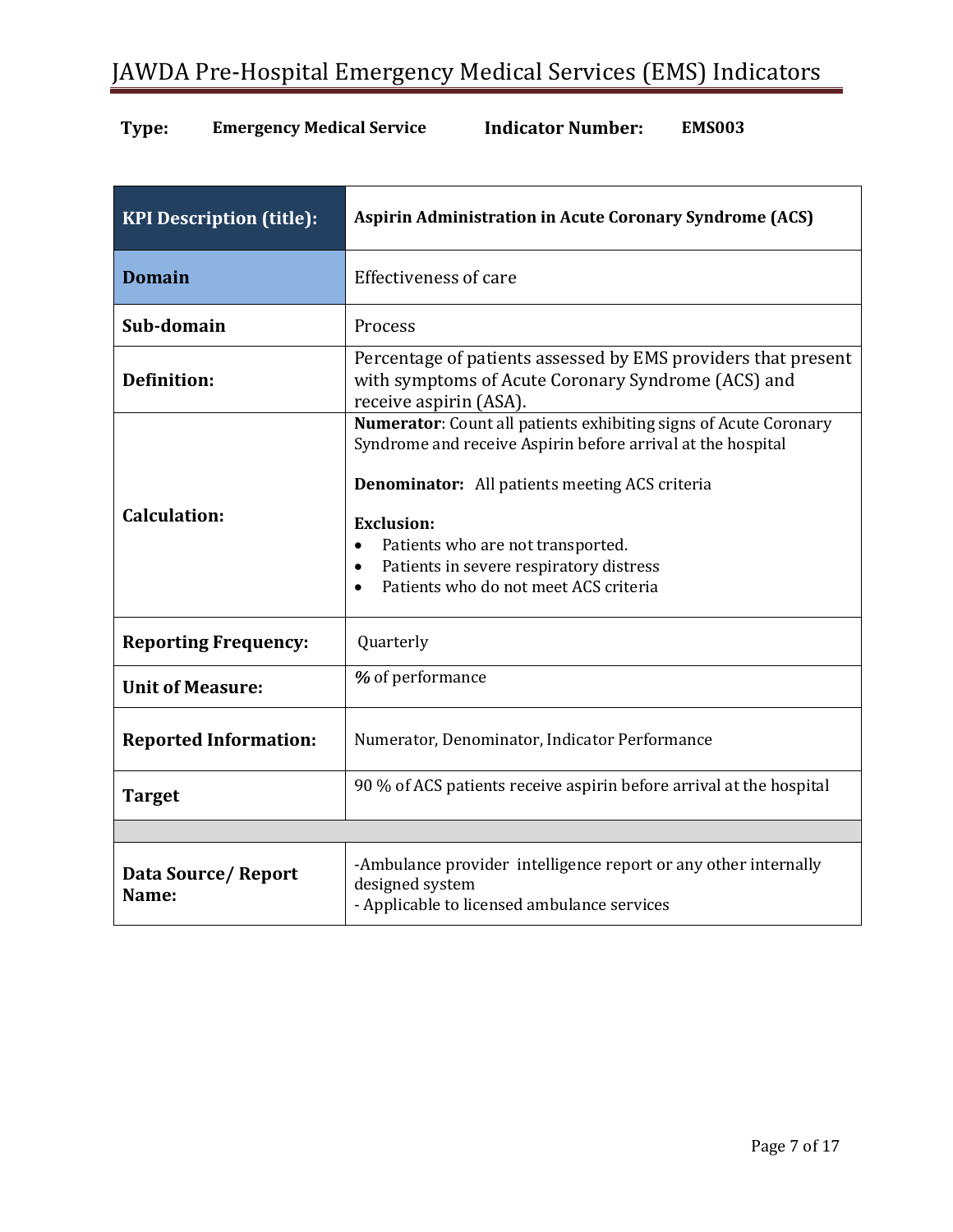**Type:** Emergency Medical Service **Indicator Number:** EMS003

| **KPI Description (title):** | **Aspirin Administration in Acute Coronary Syndrome (ACS)** |
|---|---|
| **Domain** | Effectiveness of care |
| **Sub-domain** | Process |
| **Definition:** | Percentage of patients assessed by EMS providers that present with symptoms of Acute Coronary Syndrome (ACS) and receive aspirin (ASA). |
| **Calculation:** | **Numerator**: Count all patients exhibiting signs of Acute Coronary Syndrome and receive Aspirin before arrival at the hospital<br><br>**Denominator:** All patients meeting ACS criteria<br><br>**Exclusion:**<br>• Patients who are not transported.<br>• Patients in severe respiratory distress<br>• Patients who do not meet ACS criteria |
| **Reporting Frequency:** | Quarterly |
| **Unit of Measure:** | **%** of performance |
| **Reported Information:** | Numerator, Denominator, Indicator Performance |
| **Target** | 90 % of ACS patients receive aspirin before arrival at the hospital |
| | |
| **Data Source/ Report Name:** | -Ambulance provider intelligence report or any other internally designed system<br>- Applicable to licensed ambulance services |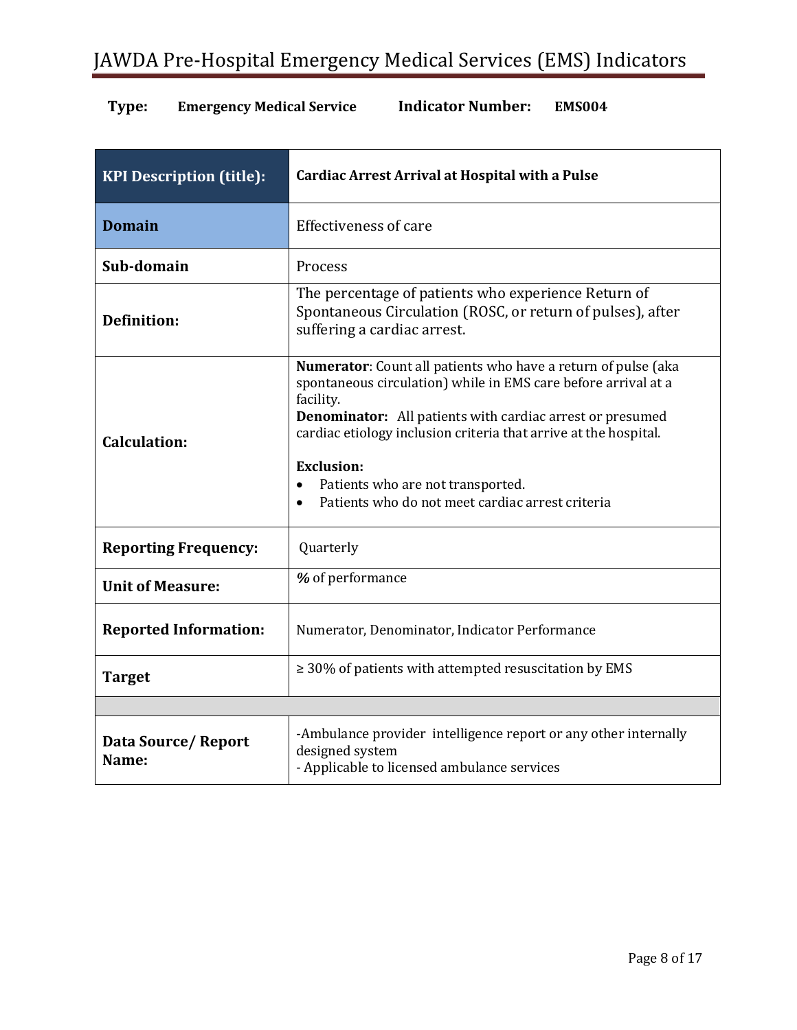**Type:** **Emergency Medical Service** **Indicator Number:** **EMS004**

| **KPI Description (title):** | **Cardiac Arrest Arrival at Hospital with a Pulse** |
|---|---|
| **Domain** | Effectiveness of care |
| **Sub-domain** | Process |
| **Definition:** | The percentage of patients who experience Return of Spontaneous Circulation (ROSC, or return of pulses), after suffering a cardiac arrest. |
| **Calculation:** | **Numerator**: Count all patients who have a return of pulse (aka spontaneous circulation) while in EMS care before arrival at a facility.<br>**Denominator:** All patients with cardiac arrest or presumed cardiac etiology inclusion criteria that arrive at the hospital.<br><br>**Exclusion:**<br>• Patients who are not transported.<br>• Patients who do not meet cardiac arrest criteria |
| **Reporting Frequency:** | Quarterly |
| **Unit of Measure:** | **%** of performance |
| **Reported Information:** | Numerator, Denominator, Indicator Performance |
| **Target** | ≥ 30% of patients with attempted resuscitation by EMS |
| | |
| **Data Source/ Report Name:** | -Ambulance provider intelligence report or any other internally designed system<br>- Applicable to licensed ambulance services |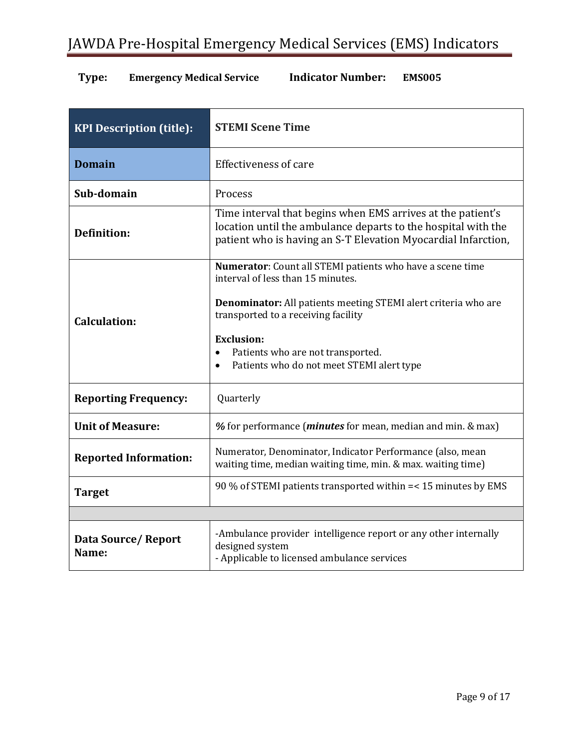**Type:** **Emergency Medical Service** **Indicator Number:** **EMS005**

| **KPI Description (title):** | **STEMI Scene Time** |
|---|---|
| **Domain** | Effectiveness of care |
| **Sub-domain** | Process |
| **Definition:** | Time interval that begins when EMS arrives at the patient's location until the ambulance departs to the hospital with the patient who is having an S-T Elevation Myocardial Infarction, |
| **Calculation:** | **Numerator**: Count all STEMI patients who have a scene time interval of less than 15 minutes.<br><br>**Denominator:** All patients meeting STEMI alert criteria who are transported to a receiving facility<br><br>**Exclusion:**<br>• Patients who are not transported.<br>• Patients who do not meet STEMI alert type |
| **Reporting Frequency:** | Quarterly |
| **Unit of Measure:** | ***%*** for performance (***minutes*** for mean, median and min. & max) |
| **Reported Information:** | Numerator, Denominator, Indicator Performance (also, mean waiting time, median waiting time, min. & max. waiting time) |
| **Target** | 90 % of STEMI patients transported within =< 15 minutes by EMS |
| | |
| **Data Source/ Report Name:** | -Ambulance provider intelligence report or any other internally designed system<br>- Applicable to licensed ambulance services |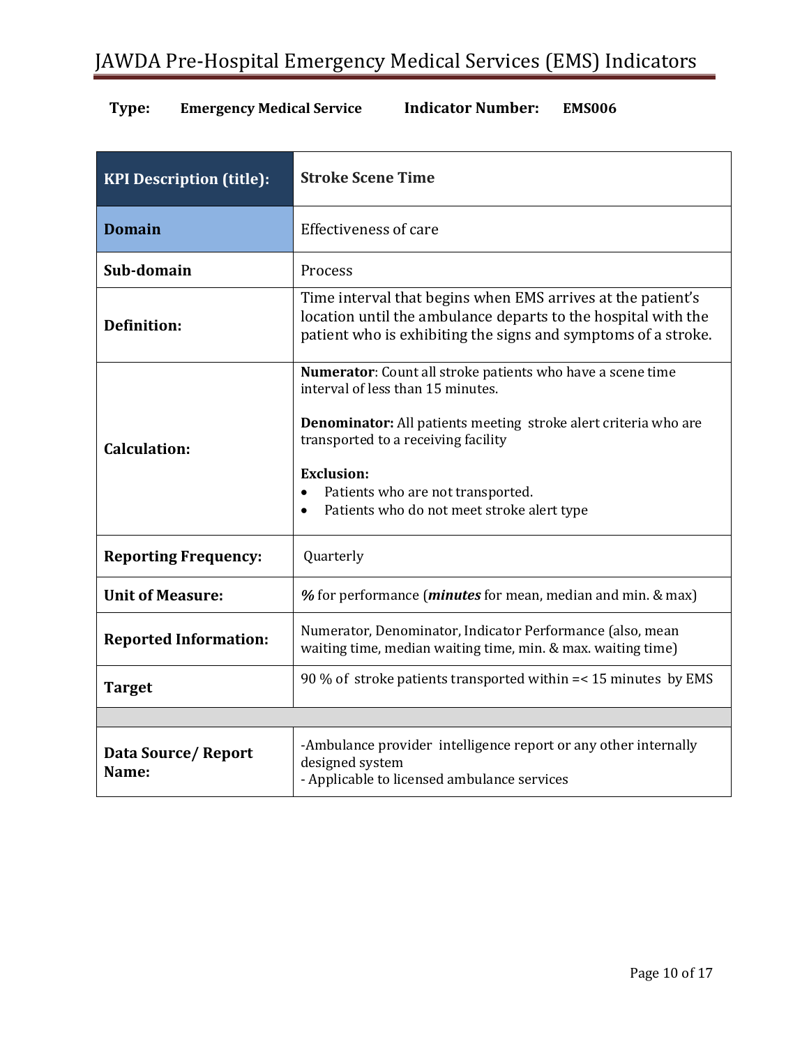**Type:** **Emergency Medical Service** **Indicator Number:** **EMS006**

| **KPI Description (title):** | **Stroke Scene Time** |
|---|---|
| **Domain** | Effectiveness of care |
| **Sub-domain** | Process |
| **Definition:** | Time interval that begins when EMS arrives at the patient's location until the ambulance departs to the hospital with the patient who is exhibiting the signs and symptoms of a stroke. |
| **Calculation:** | **Numerator**: Count all stroke patients who have a scene time interval of less than 15 minutes.<br><br>**Denominator:** All patients meeting stroke alert criteria who are transported to a receiving facility<br><br>**Exclusion:**<br>• Patients who are not transported.<br>• Patients who do not meet stroke alert type |
| **Reporting Frequency:** | Quarterly |
| **Unit of Measure:** | ***%*** for performance (***minutes*** for mean, median and min. & max) |
| **Reported Information:** | Numerator, Denominator, Indicator Performance (also, mean waiting time, median waiting time, min. & max. waiting time) |
| **Target** | 90 % of stroke patients transported within =< 15 minutes by EMS |
| | |
| **Data Source/ Report Name:** | -Ambulance provider intelligence report or any other internally designed system<br>- Applicable to licensed ambulance services |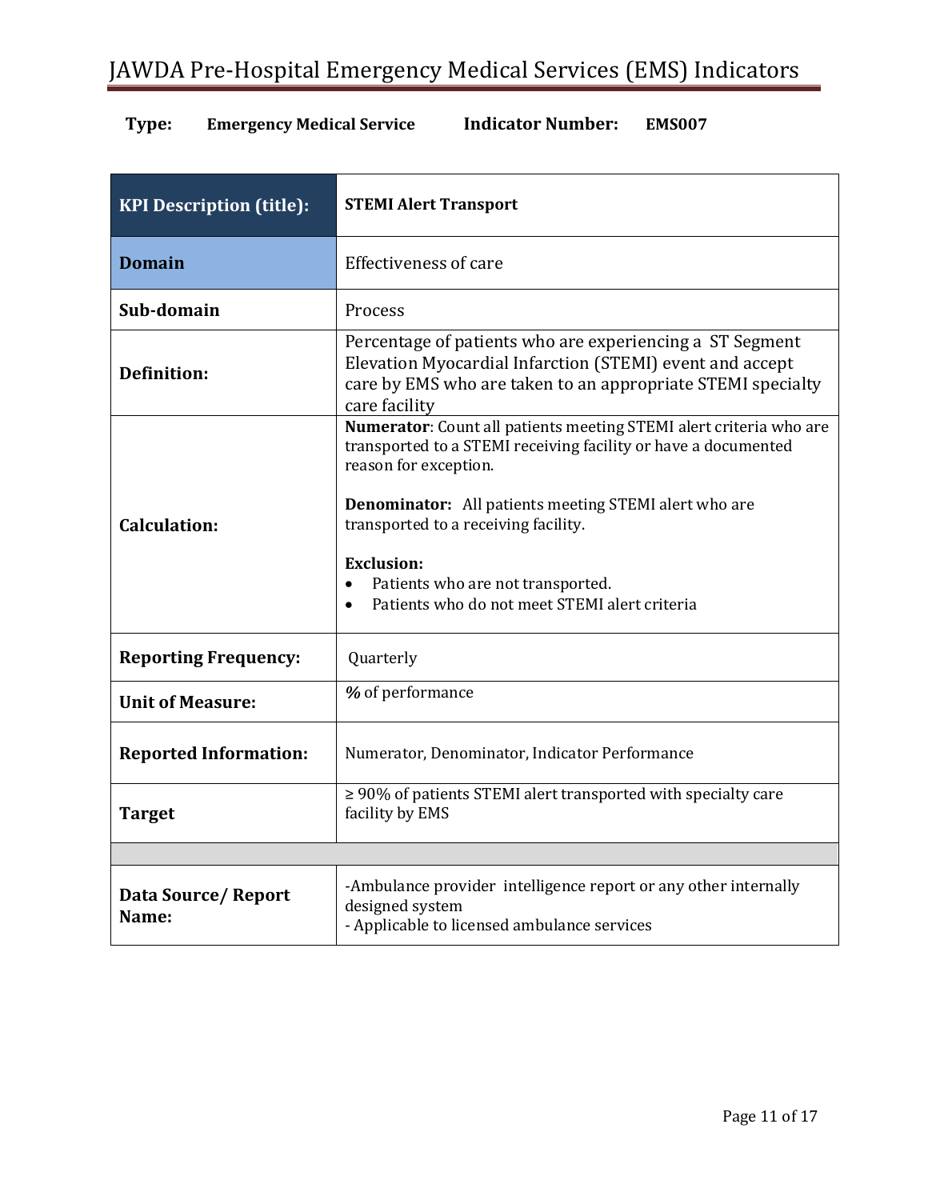**Type:** Emergency Medical Service **Indicator Number:** EMS007

| KPI Description (title): | STEMI Alert Transport |
|---|---|
| **Domain** | Effectiveness of care |
| **Sub-domain** | Process |
| **Definition:** | Percentage of patients who are experiencing a ST Segment Elevation Myocardial Infarction (STEMI) event and accept care by EMS who are taken to an appropriate STEMI specialty care facility |
| **Calculation:** | **Numerator**: Count all patients meeting STEMI alert criteria who are transported to a STEMI receiving facility or have a documented reason for exception.<br><br>**Denominator:** All patients meeting STEMI alert who are transported to a receiving facility.<br><br>**Exclusion:**<br>• Patients who are not transported.<br>• Patients who do not meet STEMI alert criteria |
| **Reporting Frequency:** | Quarterly |
| **Unit of Measure:** | **%** of performance |
| **Reported Information:** | Numerator, Denominator, Indicator Performance |
| **Target** | ≥ 90% of patients STEMI alert transported with specialty care facility by EMS |
| | |
| **Data Source/ Report Name:** | -Ambulance provider intelligence report or any other internally designed system<br>- Applicable to licensed ambulance services |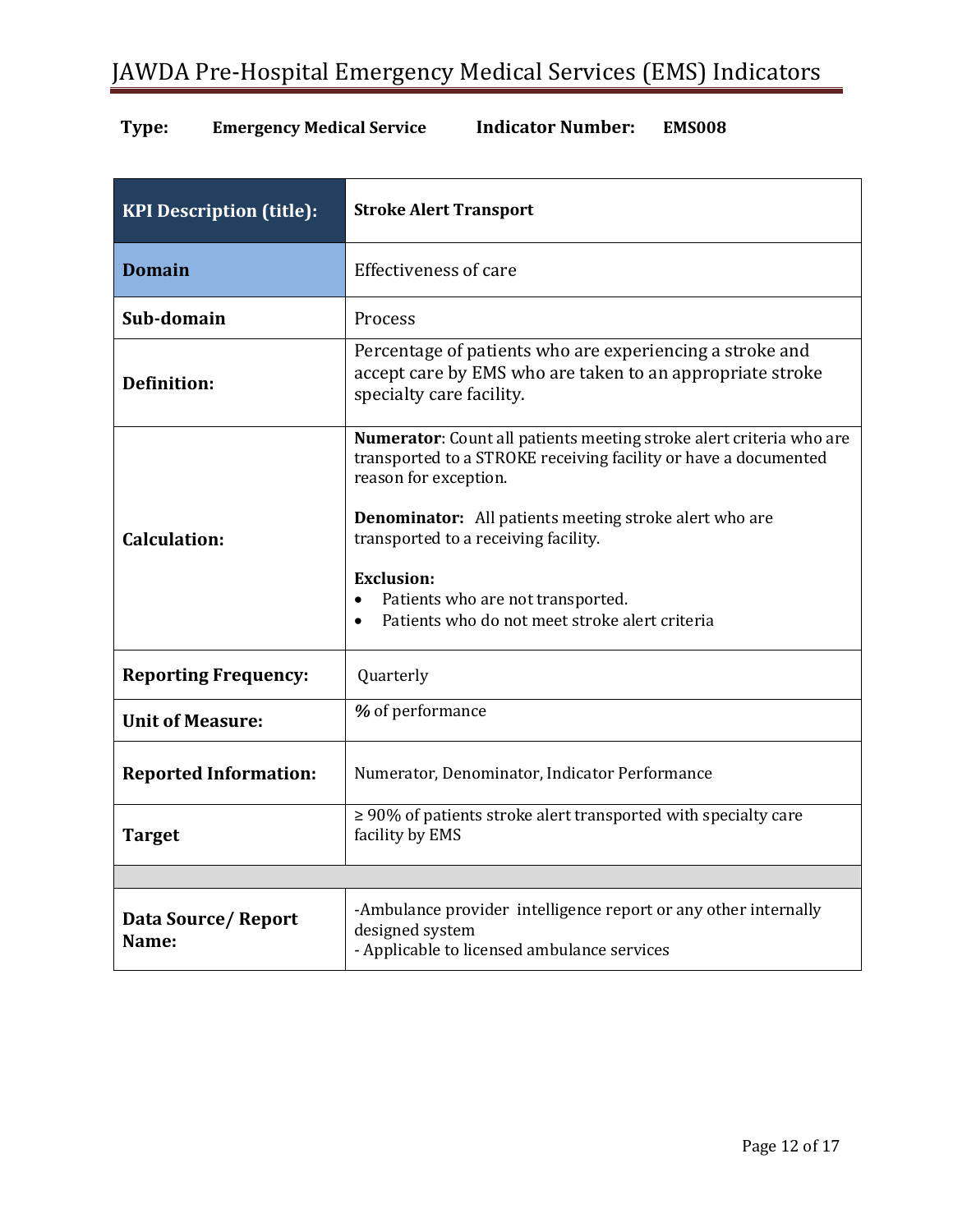**Type:** **Emergency Medical Service** **Indicator Number:** **EMS008**

| **KPI Description (title):** | **Stroke Alert Transport** |
|---|---|
| **Domain** | Effectiveness of care |
| **Sub-domain** | Process |
| **Definition:** | Percentage of patients who are experiencing a stroke and accept care by EMS who are taken to an appropriate stroke specialty care facility. |
| **Calculation:** | **Numerator**: Count all patients meeting stroke alert criteria who are transported to a STROKE receiving facility or have a documented reason for exception.<br><br>**Denominator:** All patients meeting stroke alert who are transported to a receiving facility.<br><br>**Exclusion:**<br>• Patients who are not transported.<br>• Patients who do not meet stroke alert criteria |
| **Reporting Frequency:** | Quarterly |
| **Unit of Measure:** | **%** of performance |
| **Reported Information:** | Numerator, Denominator, Indicator Performance |
| **Target** | ≥ 90% of patients stroke alert transported with specialty care facility by EMS |
| | |
| **Data Source/ Report Name:** | -Ambulance provider intelligence report or any other internally designed system<br>- Applicable to licensed ambulance services |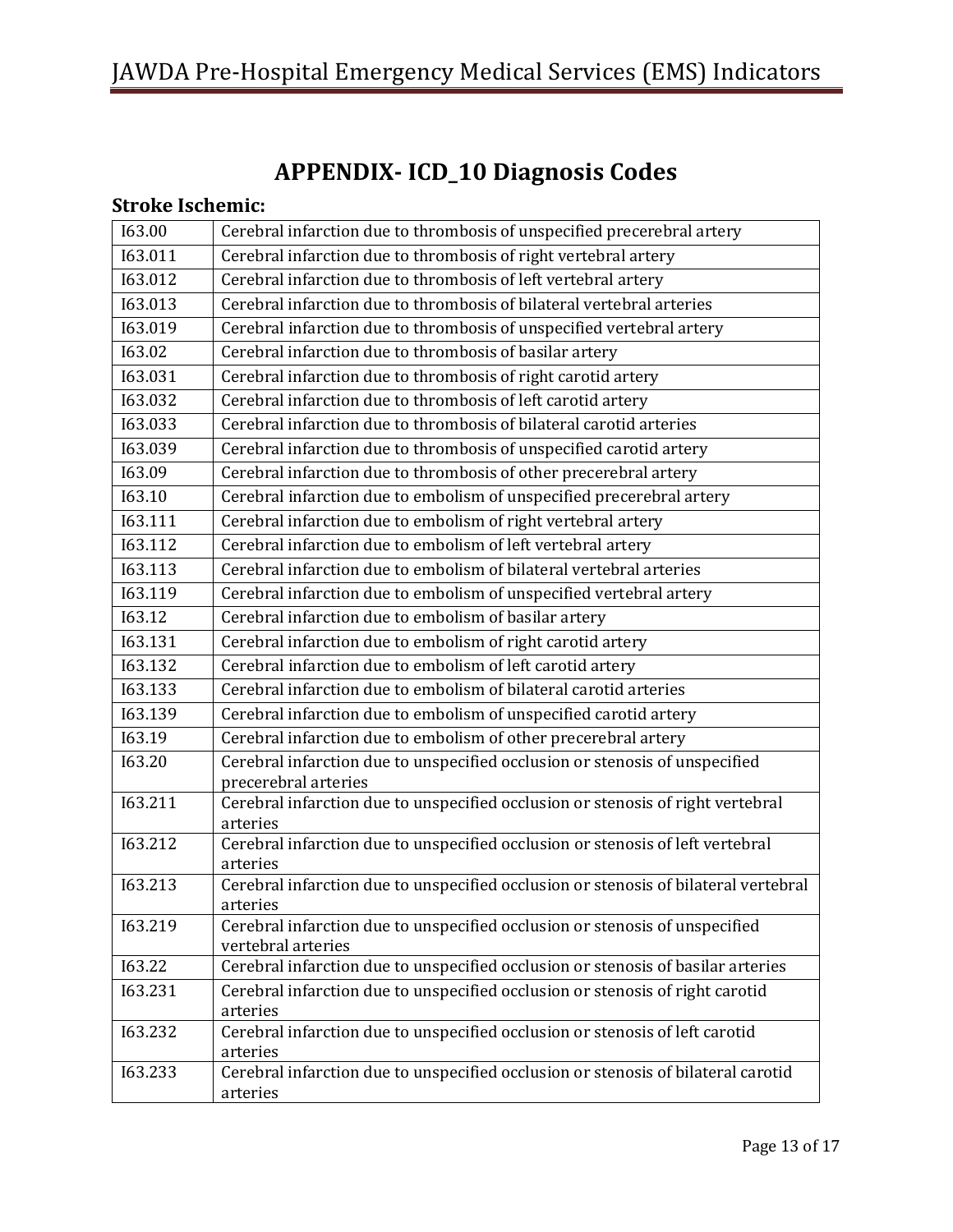# APPENDIX- ICD_10 Diagnosis Codes

### Stroke Ischemic:

| | |
|---|---|
| I63.00 | Cerebral infarction due to thrombosis of unspecified precerebral artery |
| I63.011 | Cerebral infarction due to thrombosis of right vertebral artery |
| I63.012 | Cerebral infarction due to thrombosis of left vertebral artery |
| I63.013 | Cerebral infarction due to thrombosis of bilateral vertebral arteries |
| I63.019 | Cerebral infarction due to thrombosis of unspecified vertebral artery |
| I63.02 | Cerebral infarction due to thrombosis of basilar artery |
| I63.031 | Cerebral infarction due to thrombosis of right carotid artery |
| I63.032 | Cerebral infarction due to thrombosis of left carotid artery |
| I63.033 | Cerebral infarction due to thrombosis of bilateral carotid arteries |
| I63.039 | Cerebral infarction due to thrombosis of unspecified carotid artery |
| I63.09 | Cerebral infarction due to thrombosis of other precerebral artery |
| I63.10 | Cerebral infarction due to embolism of unspecified precerebral artery |
| I63.111 | Cerebral infarction due to embolism of right vertebral artery |
| I63.112 | Cerebral infarction due to embolism of left vertebral artery |
| I63.113 | Cerebral infarction due to embolism of bilateral vertebral arteries |
| I63.119 | Cerebral infarction due to embolism of unspecified vertebral artery |
| I63.12 | Cerebral infarction due to embolism of basilar artery |
| I63.131 | Cerebral infarction due to embolism of right carotid artery |
| I63.132 | Cerebral infarction due to embolism of left carotid artery |
| I63.133 | Cerebral infarction due to embolism of bilateral carotid arteries |
| I63.139 | Cerebral infarction due to embolism of unspecified carotid artery |
| I63.19 | Cerebral infarction due to embolism of other precerebral artery |
| I63.20 | Cerebral infarction due to unspecified occlusion or stenosis of unspecified precerebral arteries |
| I63.211 | Cerebral infarction due to unspecified occlusion or stenosis of right vertebral arteries |
| I63.212 | Cerebral infarction due to unspecified occlusion or stenosis of left vertebral arteries |
| I63.213 | Cerebral infarction due to unspecified occlusion or stenosis of bilateral vertebral arteries |
| I63.219 | Cerebral infarction due to unspecified occlusion or stenosis of unspecified vertebral arteries |
| I63.22 | Cerebral infarction due to unspecified occlusion or stenosis of basilar arteries |
| I63.231 | Cerebral infarction due to unspecified occlusion or stenosis of right carotid arteries |
| I63.232 | Cerebral infarction due to unspecified occlusion or stenosis of left carotid arteries |
| I63.233 | Cerebral infarction due to unspecified occlusion or stenosis of bilateral carotid arteries |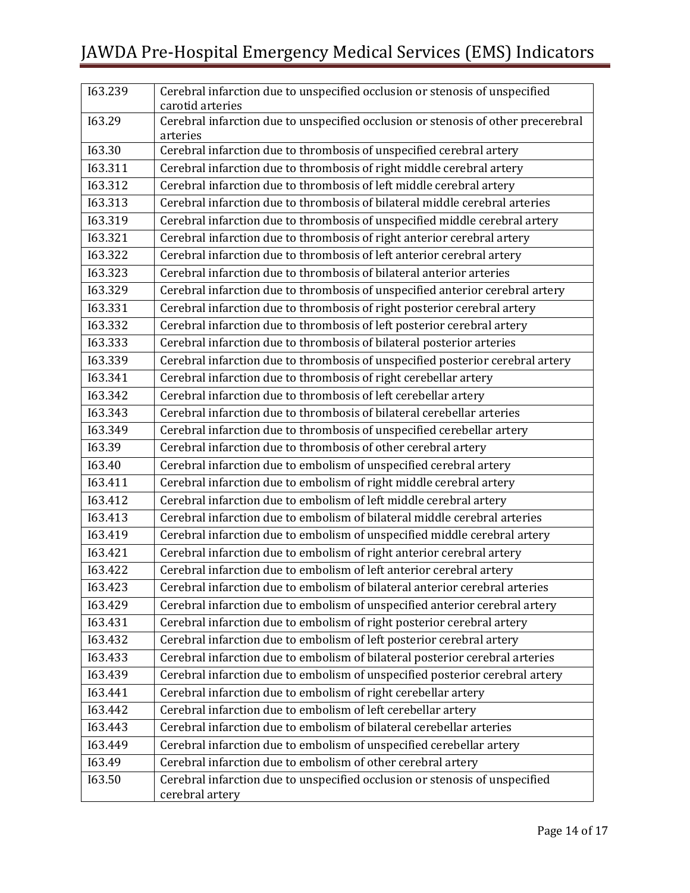| I63.239 | Cerebral infarction due to unspecified occlusion or stenosis of unspecified carotid arteries |
|---|---|
| I63.29 | Cerebral infarction due to unspecified occlusion or stenosis of other precerebral arteries |
| I63.30 | Cerebral infarction due to thrombosis of unspecified cerebral artery |
| I63.311 | Cerebral infarction due to thrombosis of right middle cerebral artery |
| I63.312 | Cerebral infarction due to thrombosis of left middle cerebral artery |
| I63.313 | Cerebral infarction due to thrombosis of bilateral middle cerebral arteries |
| I63.319 | Cerebral infarction due to thrombosis of unspecified middle cerebral artery |
| I63.321 | Cerebral infarction due to thrombosis of right anterior cerebral artery |
| I63.322 | Cerebral infarction due to thrombosis of left anterior cerebral artery |
| I63.323 | Cerebral infarction due to thrombosis of bilateral anterior arteries |
| I63.329 | Cerebral infarction due to thrombosis of unspecified anterior cerebral artery |
| I63.331 | Cerebral infarction due to thrombosis of right posterior cerebral artery |
| I63.332 | Cerebral infarction due to thrombosis of left posterior cerebral artery |
| I63.333 | Cerebral infarction due to thrombosis of bilateral posterior arteries |
| I63.339 | Cerebral infarction due to thrombosis of unspecified posterior cerebral artery |
| I63.341 | Cerebral infarction due to thrombosis of right cerebellar artery |
| I63.342 | Cerebral infarction due to thrombosis of left cerebellar artery |
| I63.343 | Cerebral infarction due to thrombosis of bilateral cerebellar arteries |
| I63.349 | Cerebral infarction due to thrombosis of unspecified cerebellar artery |
| I63.39 | Cerebral infarction due to thrombosis of other cerebral artery |
| I63.40 | Cerebral infarction due to embolism of unspecified cerebral artery |
| I63.411 | Cerebral infarction due to embolism of right middle cerebral artery |
| I63.412 | Cerebral infarction due to embolism of left middle cerebral artery |
| I63.413 | Cerebral infarction due to embolism of bilateral middle cerebral arteries |
| I63.419 | Cerebral infarction due to embolism of unspecified middle cerebral artery |
| I63.421 | Cerebral infarction due to embolism of right anterior cerebral artery |
| I63.422 | Cerebral infarction due to embolism of left anterior cerebral artery |
| I63.423 | Cerebral infarction due to embolism of bilateral anterior cerebral arteries |
| I63.429 | Cerebral infarction due to embolism of unspecified anterior cerebral artery |
| I63.431 | Cerebral infarction due to embolism of right posterior cerebral artery |
| I63.432 | Cerebral infarction due to embolism of left posterior cerebral artery |
| I63.433 | Cerebral infarction due to embolism of bilateral posterior cerebral arteries |
| I63.439 | Cerebral infarction due to embolism of unspecified posterior cerebral artery |
| I63.441 | Cerebral infarction due to embolism of right cerebellar artery |
| I63.442 | Cerebral infarction due to embolism of left cerebellar artery |
| I63.443 | Cerebral infarction due to embolism of bilateral cerebellar arteries |
| I63.449 | Cerebral infarction due to embolism of unspecified cerebellar artery |
| I63.49 | Cerebral infarction due to embolism of other cerebral artery |
| I63.50 | Cerebral infarction due to unspecified occlusion or stenosis of unspecified cerebral artery |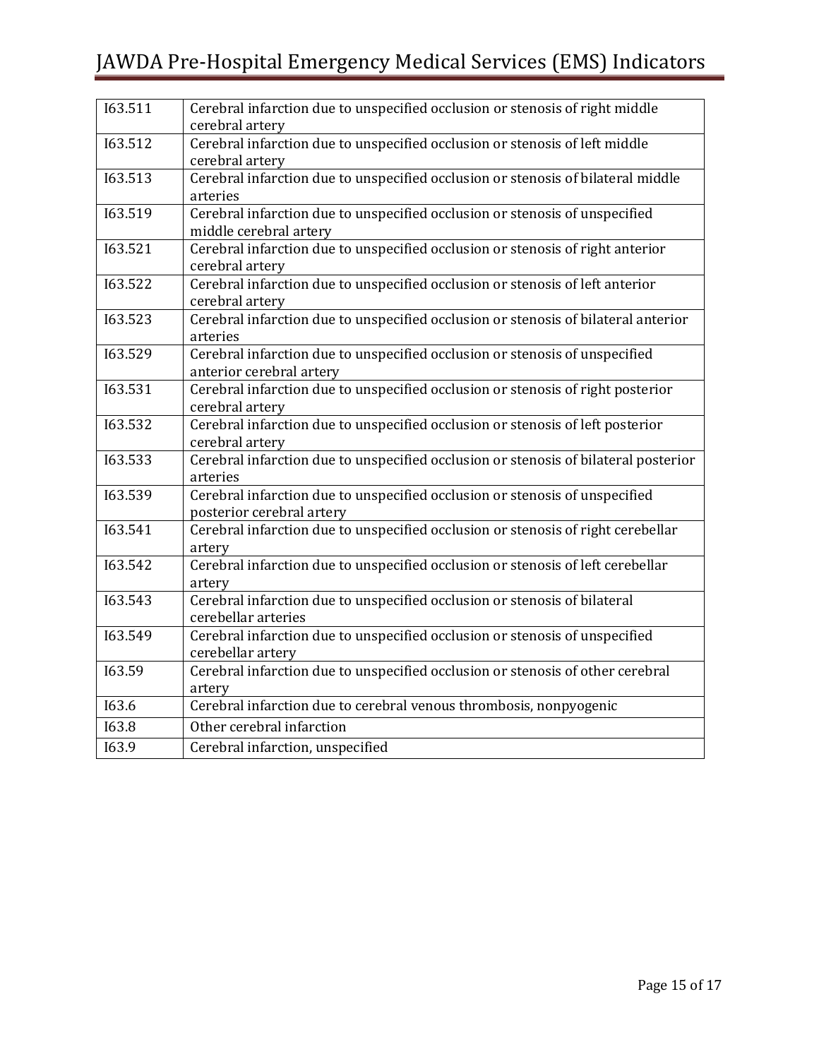| I63.511 | Cerebral infarction due to unspecified occlusion or stenosis of right middle cerebral artery |
|---|---|
| I63.512 | Cerebral infarction due to unspecified occlusion or stenosis of left middle cerebral artery |
| I63.513 | Cerebral infarction due to unspecified occlusion or stenosis of bilateral middle arteries |
| I63.519 | Cerebral infarction due to unspecified occlusion or stenosis of unspecified middle cerebral artery |
| I63.521 | Cerebral infarction due to unspecified occlusion or stenosis of right anterior cerebral artery |
| I63.522 | Cerebral infarction due to unspecified occlusion or stenosis of left anterior cerebral artery |
| I63.523 | Cerebral infarction due to unspecified occlusion or stenosis of bilateral anterior arteries |
| I63.529 | Cerebral infarction due to unspecified occlusion or stenosis of unspecified anterior cerebral artery |
| I63.531 | Cerebral infarction due to unspecified occlusion or stenosis of right posterior cerebral artery |
| I63.532 | Cerebral infarction due to unspecified occlusion or stenosis of left posterior cerebral artery |
| I63.533 | Cerebral infarction due to unspecified occlusion or stenosis of bilateral posterior arteries |
| I63.539 | Cerebral infarction due to unspecified occlusion or stenosis of unspecified posterior cerebral artery |
| I63.541 | Cerebral infarction due to unspecified occlusion or stenosis of right cerebellar artery |
| I63.542 | Cerebral infarction due to unspecified occlusion or stenosis of left cerebellar artery |
| I63.543 | Cerebral infarction due to unspecified occlusion or stenosis of bilateral cerebellar arteries |
| I63.549 | Cerebral infarction due to unspecified occlusion or stenosis of unspecified cerebellar artery |
| I63.59 | Cerebral infarction due to unspecified occlusion or stenosis of other cerebral artery |
| I63.6 | Cerebral infarction due to cerebral venous thrombosis, nonpyogenic |
| I63.8 | Other cerebral infarction |
| I63.9 | Cerebral infarction, unspecified |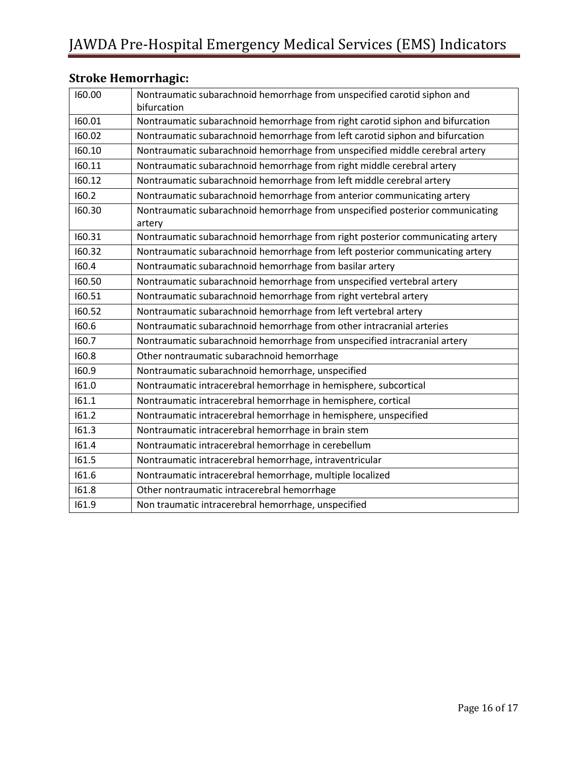### Stroke Hemorrhagic:

| | |
|---|---|
| I60.00 | Nontraumatic subarachnoid hemorrhage from unspecified carotid siphon and bifurcation |
| I60.01 | Nontraumatic subarachnoid hemorrhage from right carotid siphon and bifurcation |
| I60.02 | Nontraumatic subarachnoid hemorrhage from left carotid siphon and bifurcation |
| I60.10 | Nontraumatic subarachnoid hemorrhage from unspecified middle cerebral artery |
| I60.11 | Nontraumatic subarachnoid hemorrhage from right middle cerebral artery |
| I60.12 | Nontraumatic subarachnoid hemorrhage from left middle cerebral artery |
| I60.2 | Nontraumatic subarachnoid hemorrhage from anterior communicating artery |
| I60.30 | Nontraumatic subarachnoid hemorrhage from unspecified posterior communicating artery |
| I60.31 | Nontraumatic subarachnoid hemorrhage from right posterior communicating artery |
| I60.32 | Nontraumatic subarachnoid hemorrhage from left posterior communicating artery |
| I60.4 | Nontraumatic subarachnoid hemorrhage from basilar artery |
| I60.50 | Nontraumatic subarachnoid hemorrhage from unspecified vertebral artery |
| I60.51 | Nontraumatic subarachnoid hemorrhage from right vertebral artery |
| I60.52 | Nontraumatic subarachnoid hemorrhage from left vertebral artery |
| I60.6 | Nontraumatic subarachnoid hemorrhage from other intracranial arteries |
| I60.7 | Nontraumatic subarachnoid hemorrhage from unspecified intracranial artery |
| I60.8 | Other nontraumatic subarachnoid hemorrhage |
| I60.9 | Nontraumatic subarachnoid hemorrhage, unspecified |
| I61.0 | Nontraumatic intracerebral hemorrhage in hemisphere, subcortical |
| I61.1 | Nontraumatic intracerebral hemorrhage in hemisphere, cortical |
| I61.2 | Nontraumatic intracerebral hemorrhage in hemisphere, unspecified |
| I61.3 | Nontraumatic intracerebral hemorrhage in brain stem |
| I61.4 | Nontraumatic intracerebral hemorrhage in cerebellum |
| I61.5 | Nontraumatic intracerebral hemorrhage, intraventricular |
| I61.6 | Nontraumatic intracerebral hemorrhage, multiple localized |
| I61.8 | Other nontraumatic intracerebral hemorrhage |
| I61.9 | Non traumatic intracerebral hemorrhage, unspecified |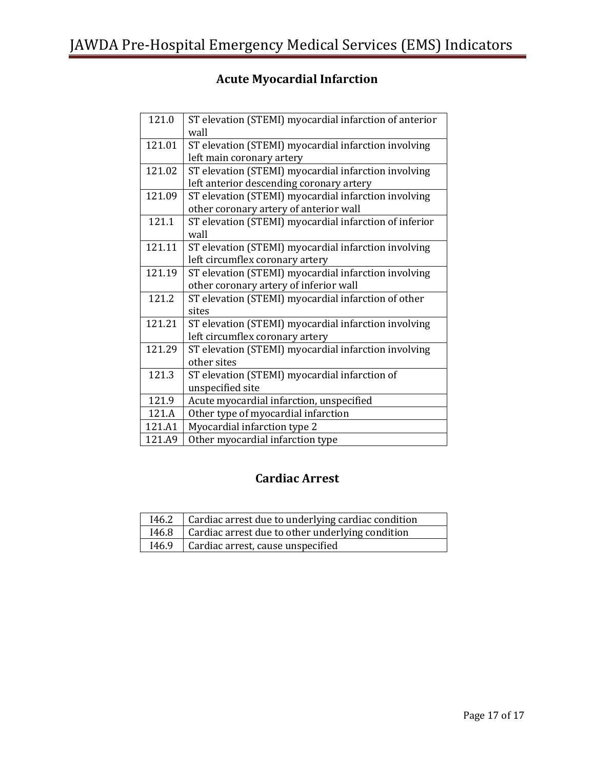## Acute Myocardial Infarction

| | |
|---|---|
| 121.0 | ST elevation (STEMI) myocardial infarction of anterior wall |
| 121.01 | ST elevation (STEMI) myocardial infarction involving left main coronary artery |
| 121.02 | ST elevation (STEMI) myocardial infarction involving left anterior descending coronary artery |
| 121.09 | ST elevation (STEMI) myocardial infarction involving other coronary artery of anterior wall |
| 121.1 | ST elevation (STEMI) myocardial infarction of inferior wall |
| 121.11 | ST elevation (STEMI) myocardial infarction involving left circumflex coronary artery |
| 121.19 | ST elevation (STEMI) myocardial infarction involving other coronary artery of inferior wall |
| 121.2 | ST elevation (STEMI) myocardial infarction of other sites |
| 121.21 | ST elevation (STEMI) myocardial infarction involving left circumflex coronary artery |
| 121.29 | ST elevation (STEMI) myocardial infarction involving other sites |
| 121.3 | ST elevation (STEMI) myocardial infarction of unspecified site |
| 121.9 | Acute myocardial infarction, unspecified |
| 121.A | Other type of myocardial infarction |
| 121.A1 | Myocardial infarction type 2 |
| 121.A9 | Other myocardial infarction type |

## Cardiac Arrest

| | |
|---|---|
| I46.2 | Cardiac arrest due to underlying cardiac condition |
| I46.8 | Cardiac arrest due to other underlying condition |
| I46.9 | Cardiac arrest, cause unspecified |